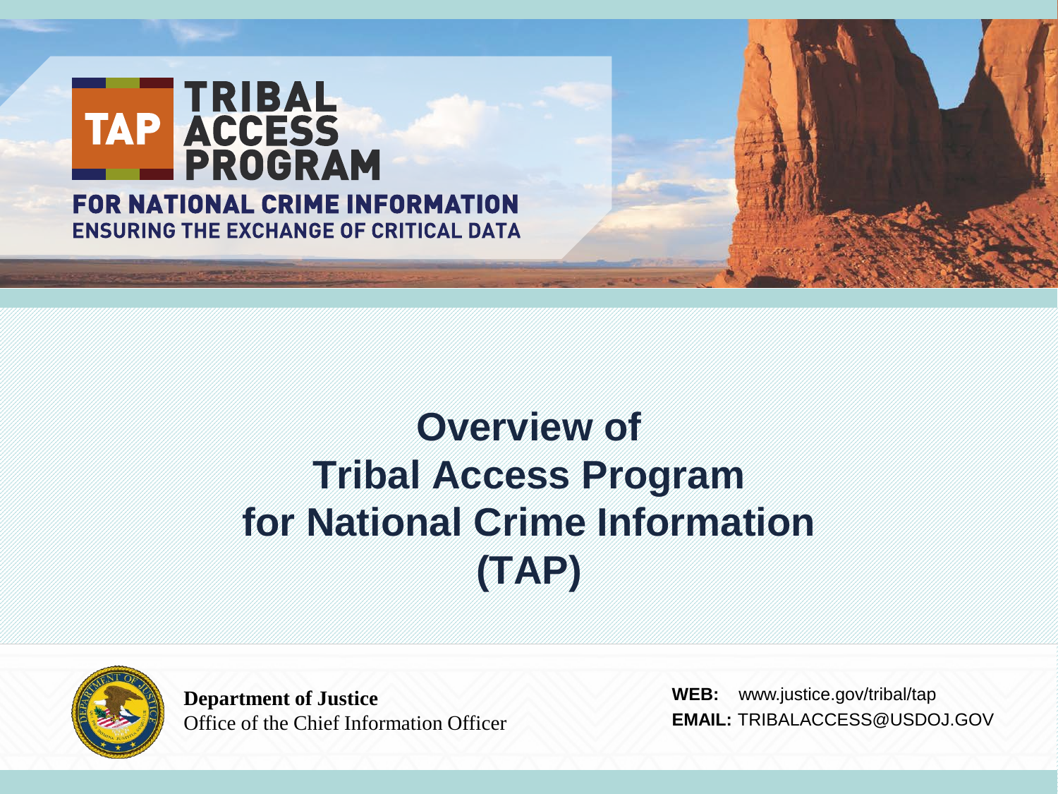TAP

TRIBAL ACCESS PROGRAM

FOR NATIONAL CRIME INFORMATION

ENSURING THE EXCHANGE OF CRITICAL DATA

# Overview of Tribal Access Program for National Crime Information (TAP)

**Department of Justice**
Office of the Chief Information Officer

**WEB:** www.justice.gov/tribal/tap
**EMAIL:** TRIBALACCESS@USDOJ.GOV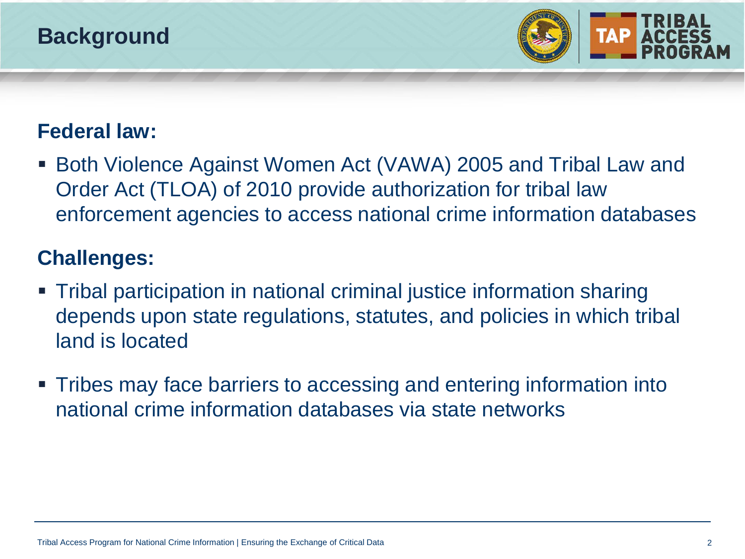# Background

## Federal law:

- Both Violence Against Women Act (VAWA) 2005 and Tribal Law and Order Act (TLOA) of 2010 provide authorization for tribal law enforcement agencies to access national crime information databases

## Challenges:

- Tribal participation in national criminal justice information sharing depends upon state regulations, statutes, and policies in which tribal land is located
- Tribes may face barriers to accessing and entering information into national crime information databases via state networks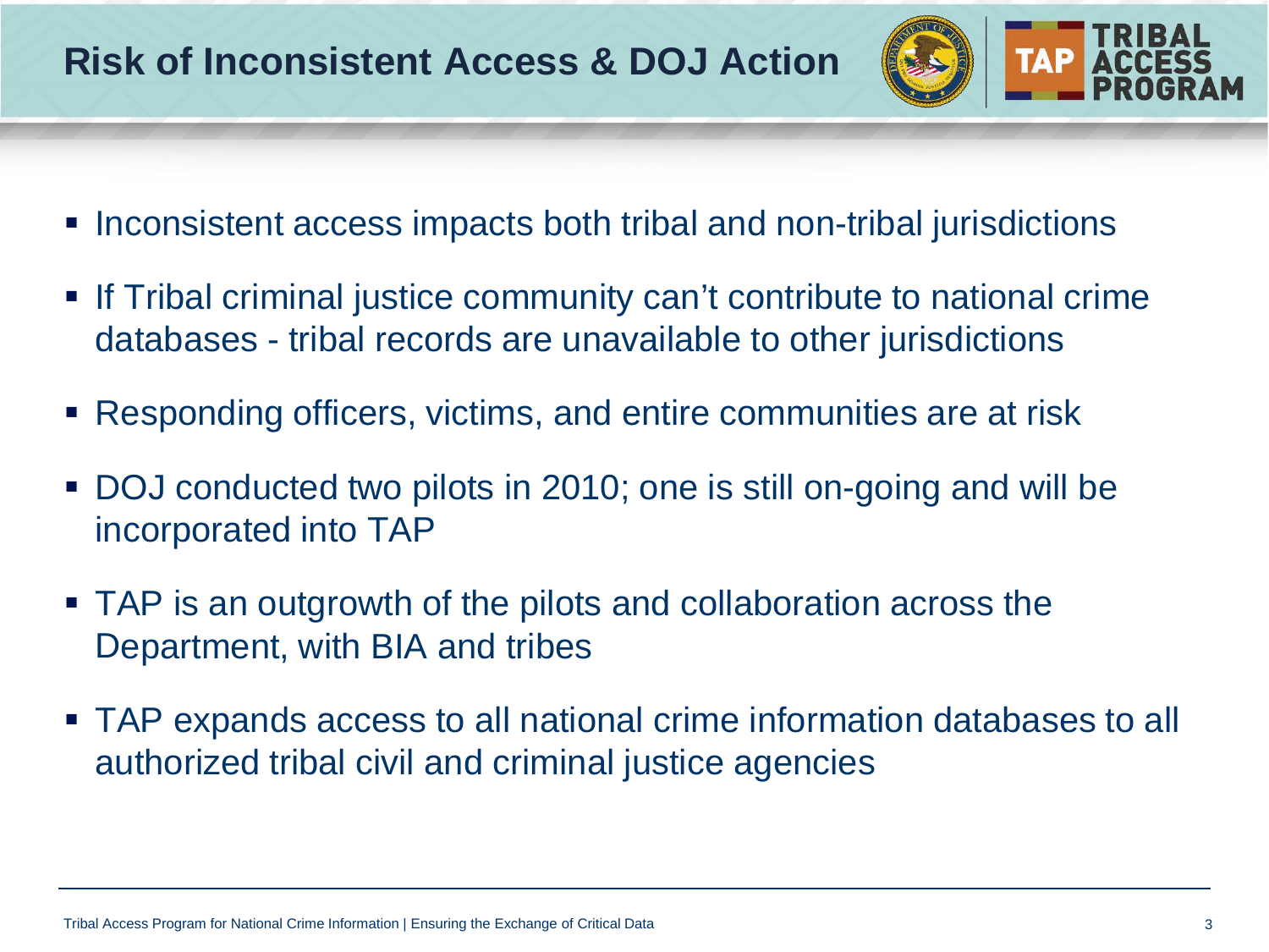# Risk of Inconsistent Access & DOJ Action

- Inconsistent access impacts both tribal and non-tribal jurisdictions
- If Tribal criminal justice community can't contribute to national crime databases - tribal records are unavailable to other jurisdictions
- Responding officers, victims, and entire communities are at risk
- DOJ conducted two pilots in 2010; one is still on-going and will be incorporated into TAP
- TAP is an outgrowth of the pilots and collaboration across the Department, with BIA and tribes
- TAP expands access to all national crime information databases to all authorized tribal civil and criminal justice agencies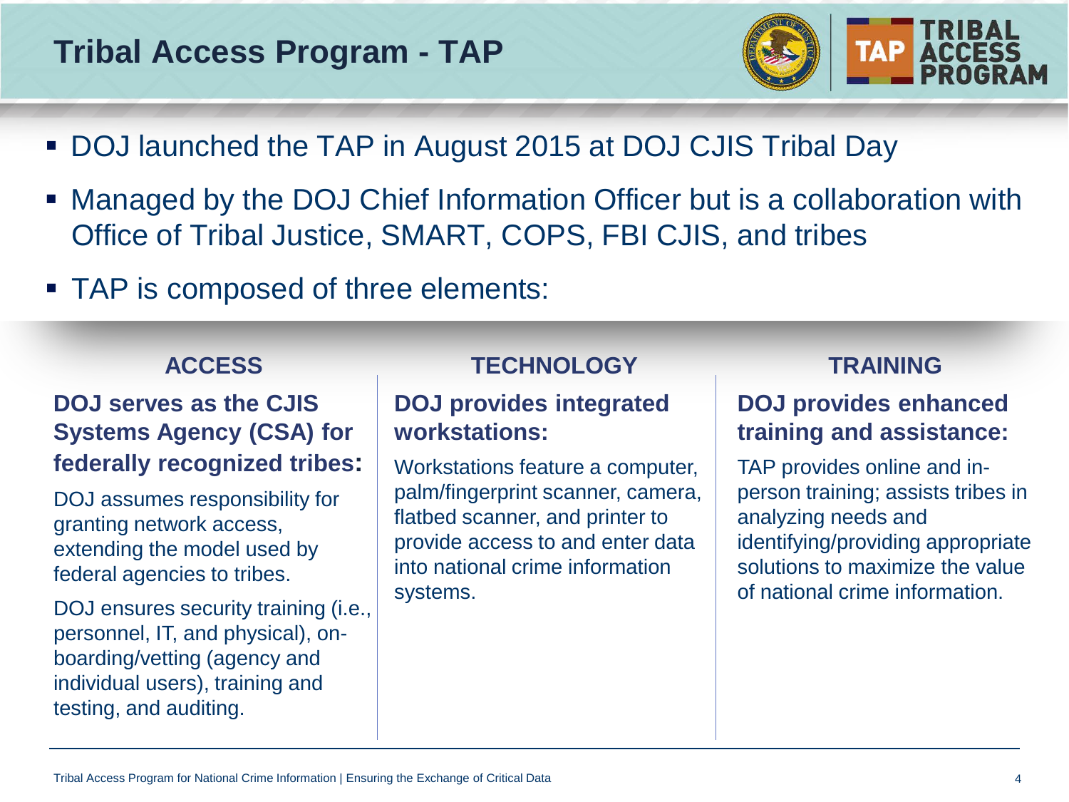# Tribal Access Program - TAP

- DOJ launched the TAP in August 2015 at DOJ CJIS Tribal Day
- Managed by the DOJ Chief Information Officer but is a collaboration with Office of Tribal Justice, SMART, COPS, FBI CJIS, and tribes
- TAP is composed of three elements:

## ACCESS

**DOJ serves as the CJIS Systems Agency (CSA) for federally recognized tribes:**

DOJ assumes responsibility for granting network access, extending the model used by federal agencies to tribes.

DOJ ensures security training (i.e., personnel, IT, and physical), on-boarding/vetting (agency and individual users), training and testing, and auditing.

## TECHNOLOGY

**DOJ provides integrated workstations:**

Workstations feature a computer, palm/fingerprint scanner, camera, flatbed scanner, and printer to provide access to and enter data into national crime information systems.

## TRAINING

**DOJ provides enhanced training and assistance:**

TAP provides online and in-person training; assists tribes in analyzing needs and identifying/providing appropriate solutions to maximize the value of national crime information.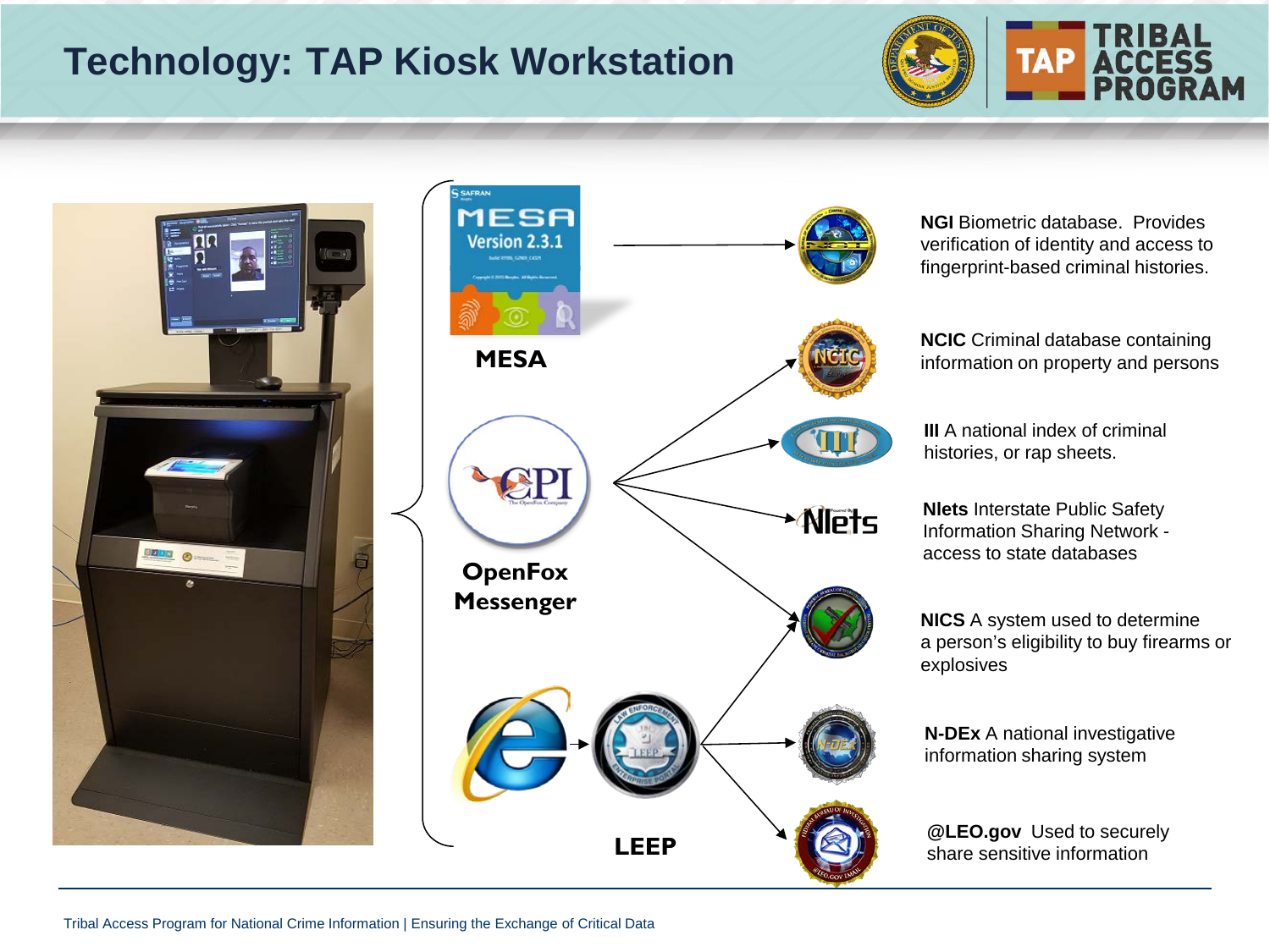# Technology: TAP Kiosk Workstation

**MESA**

**OpenFox Messenger**

**LEEP**

**NGI** Biometric database. Provides verification of identity and access to fingerprint-based criminal histories.

**NCIC** Criminal database containing information on property and persons

**III** A national index of criminal histories, or rap sheets.

**Nlets** Interstate Public Safety Information Sharing Network - access to state databases

**NICS** A system used to determine a person's eligibility to buy firearms or explosives

**N-DEx** A national investigative information sharing system

**@LEO.gov** Used to securely share sensitive information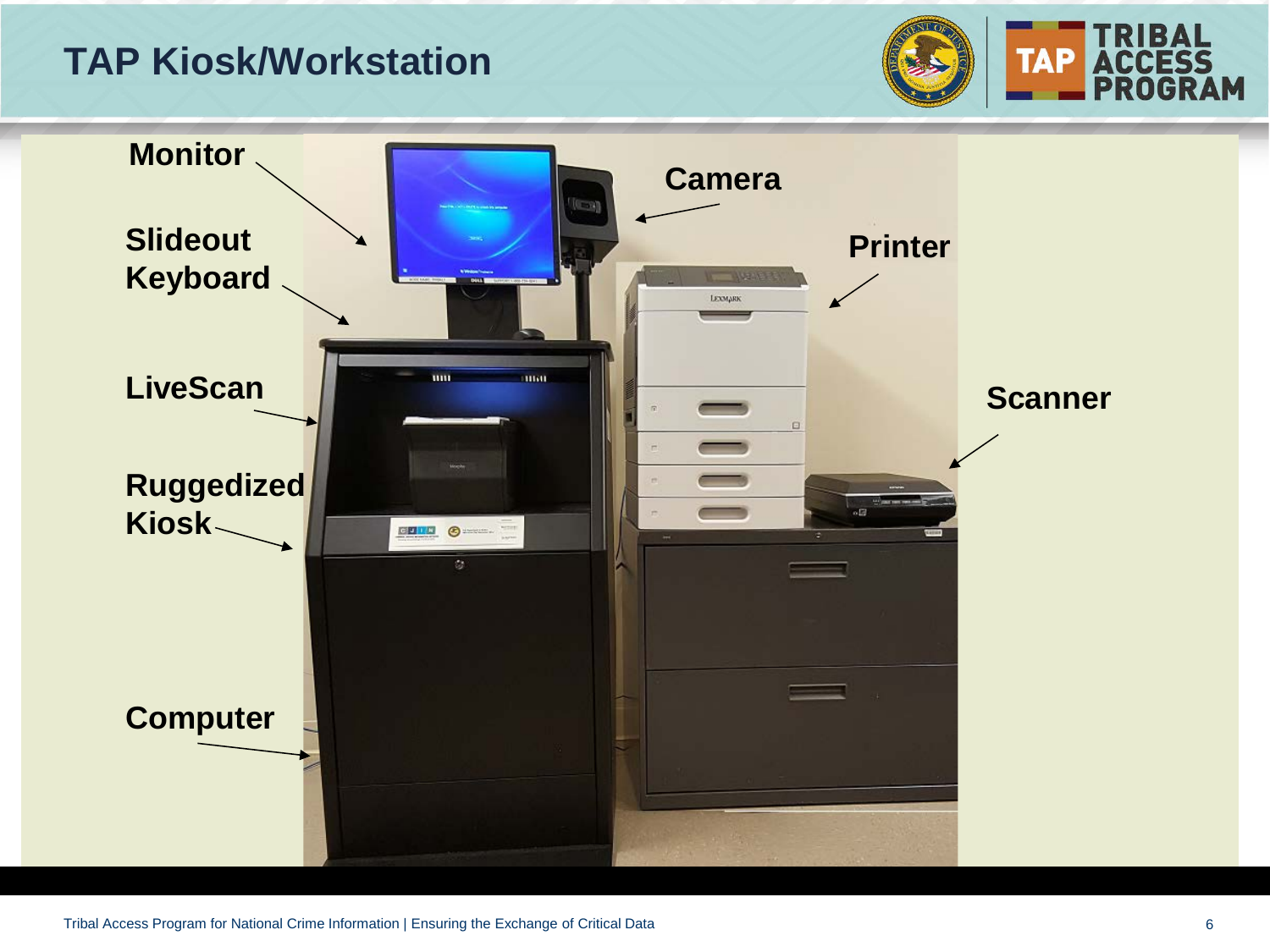# TAP Kiosk/Workstation

Monitor

Slideout Keyboard

LiveScan

Ruggedized Kiosk

Computer

Camera

Printer

Scanner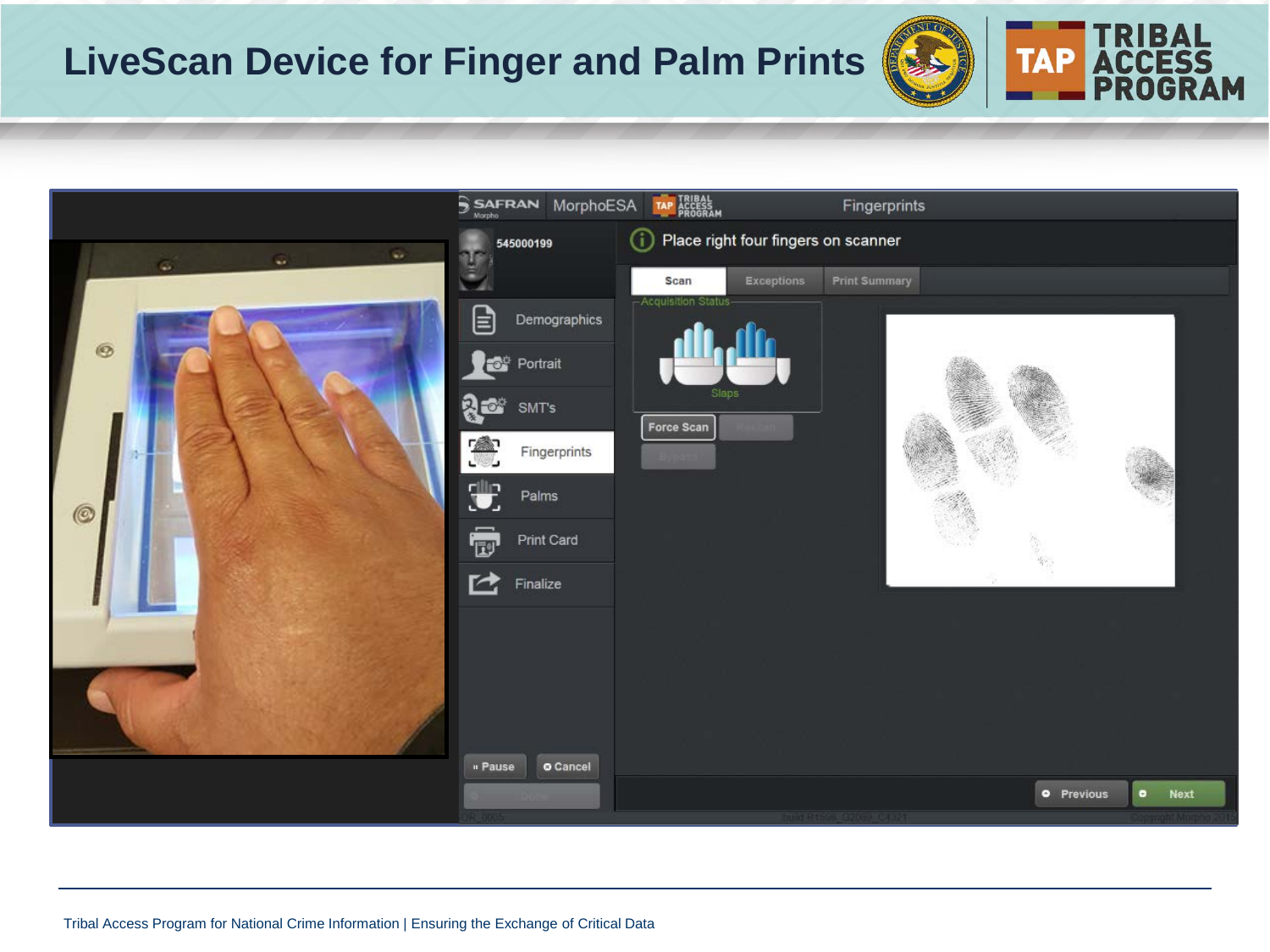# LiveScan Device for Finger and Palm Prints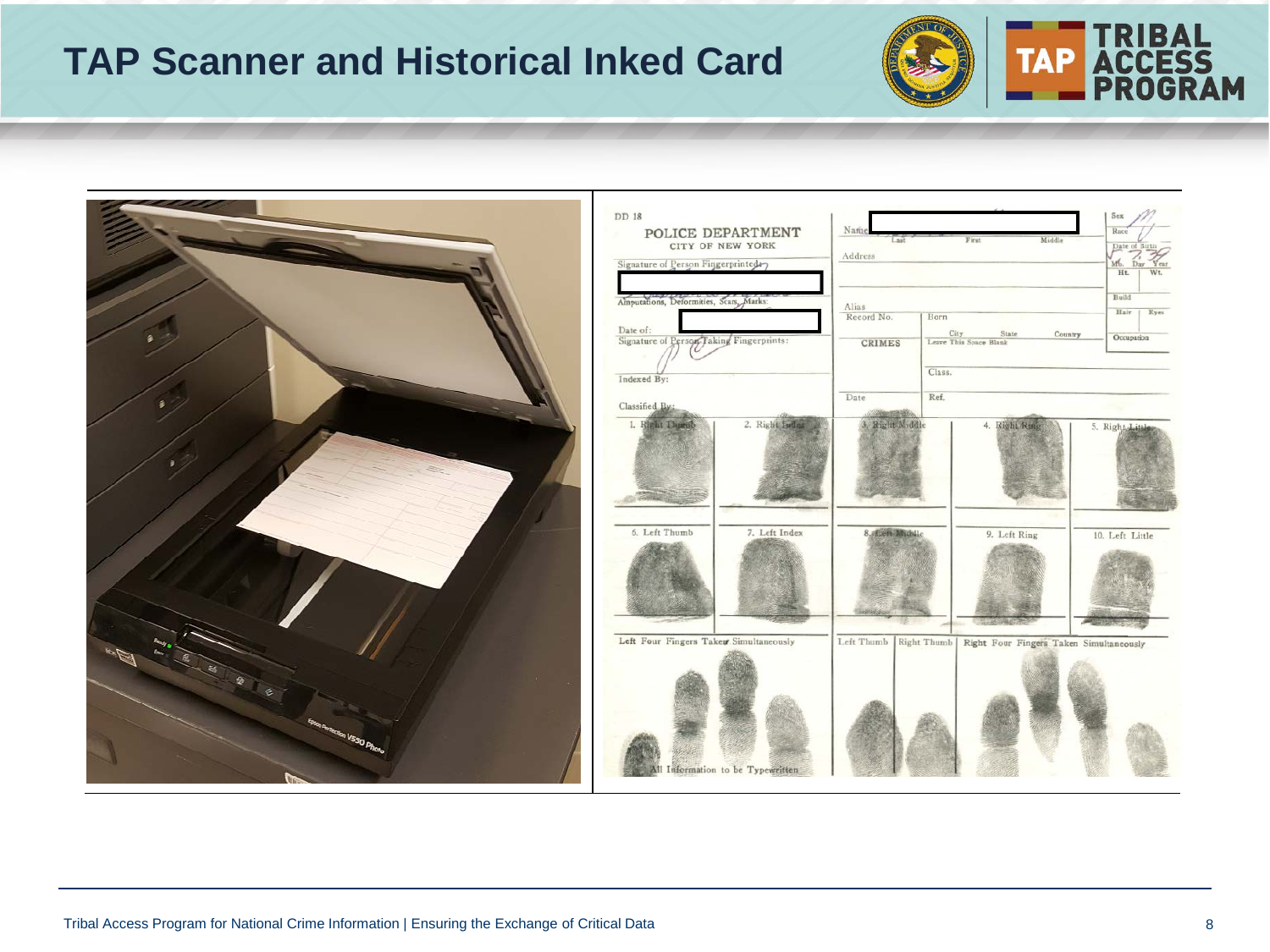# TAP Scanner and Historical Inked Card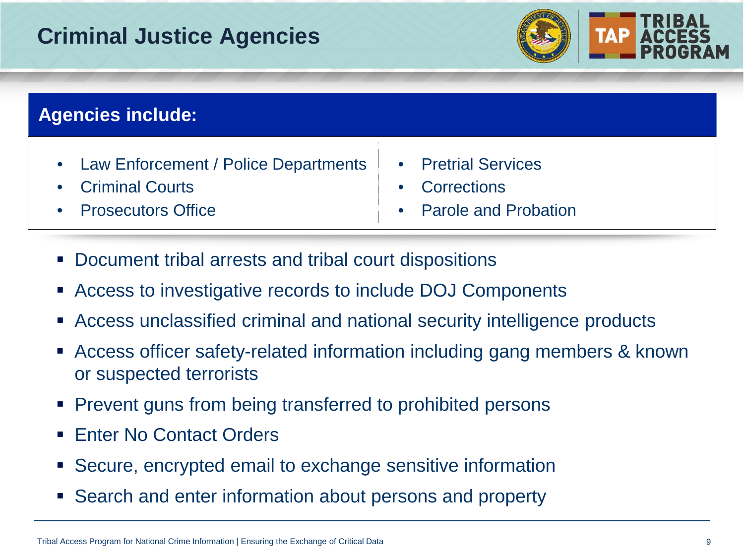# Criminal Justice Agencies

**Agencies include:**

- Law Enforcement / Police Departments
- Criminal Courts
- Prosecutors Office
- Pretrial Services
- Corrections
- Parole and Probation

- Document tribal arrests and tribal court dispositions
- Access to investigative records to include DOJ Components
- Access unclassified criminal and national security intelligence products
- Access officer safety-related information including gang members & known or suspected terrorists
- Prevent guns from being transferred to prohibited persons
- Enter No Contact Orders
- Secure, encrypted email to exchange sensitive information
- Search and enter information about persons and property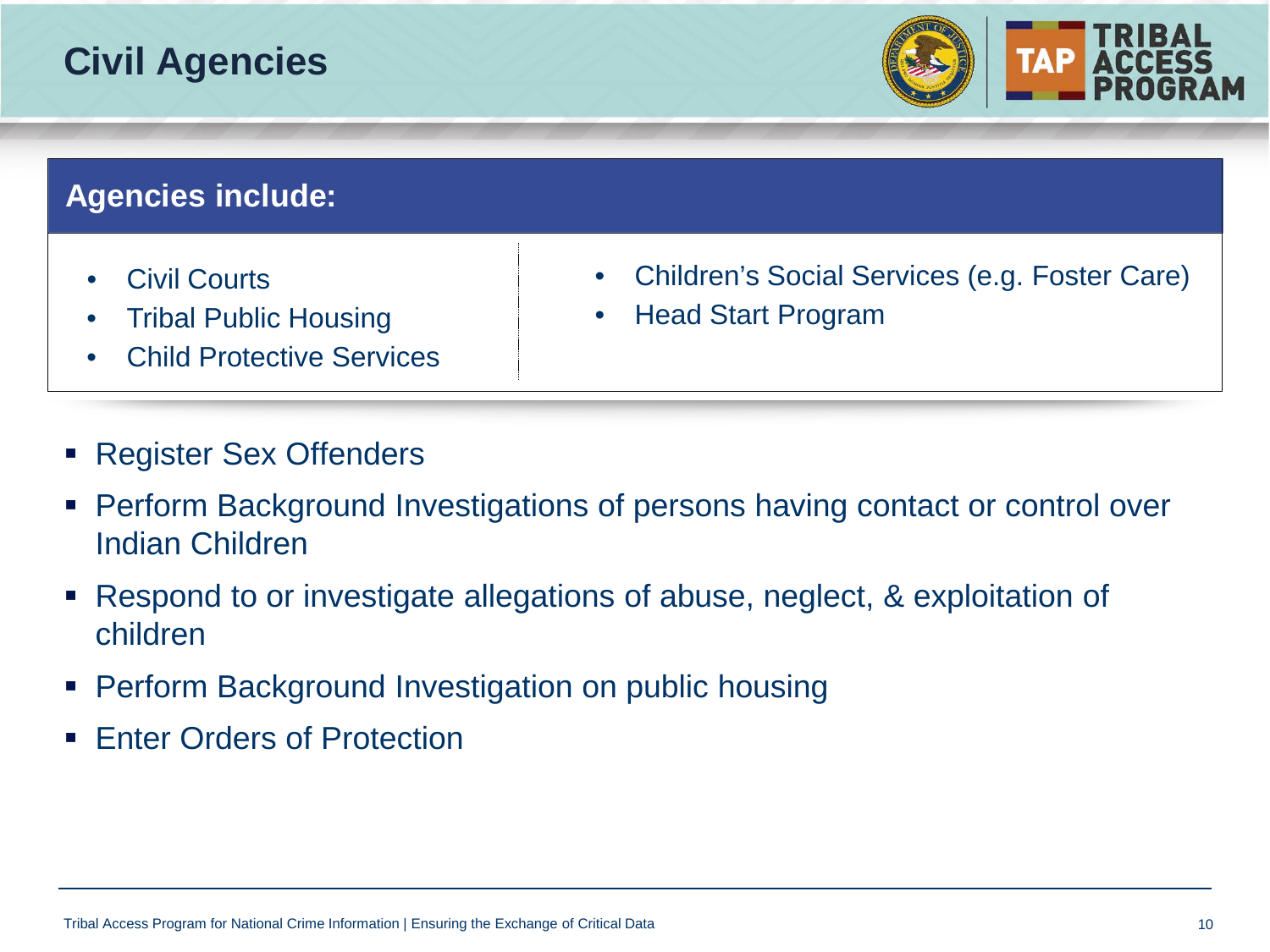# Civil Agencies

**Agencies include:**

- Civil Courts
- Tribal Public Housing
- Child Protective Services
- Children's Social Services (e.g. Foster Care)
- Head Start Program

- Register Sex Offenders
- Perform Background Investigations of persons having contact or control over Indian Children
- Respond to or investigate allegations of abuse, neglect, & exploitation of children
- Perform Background Investigation on public housing
- Enter Orders of Protection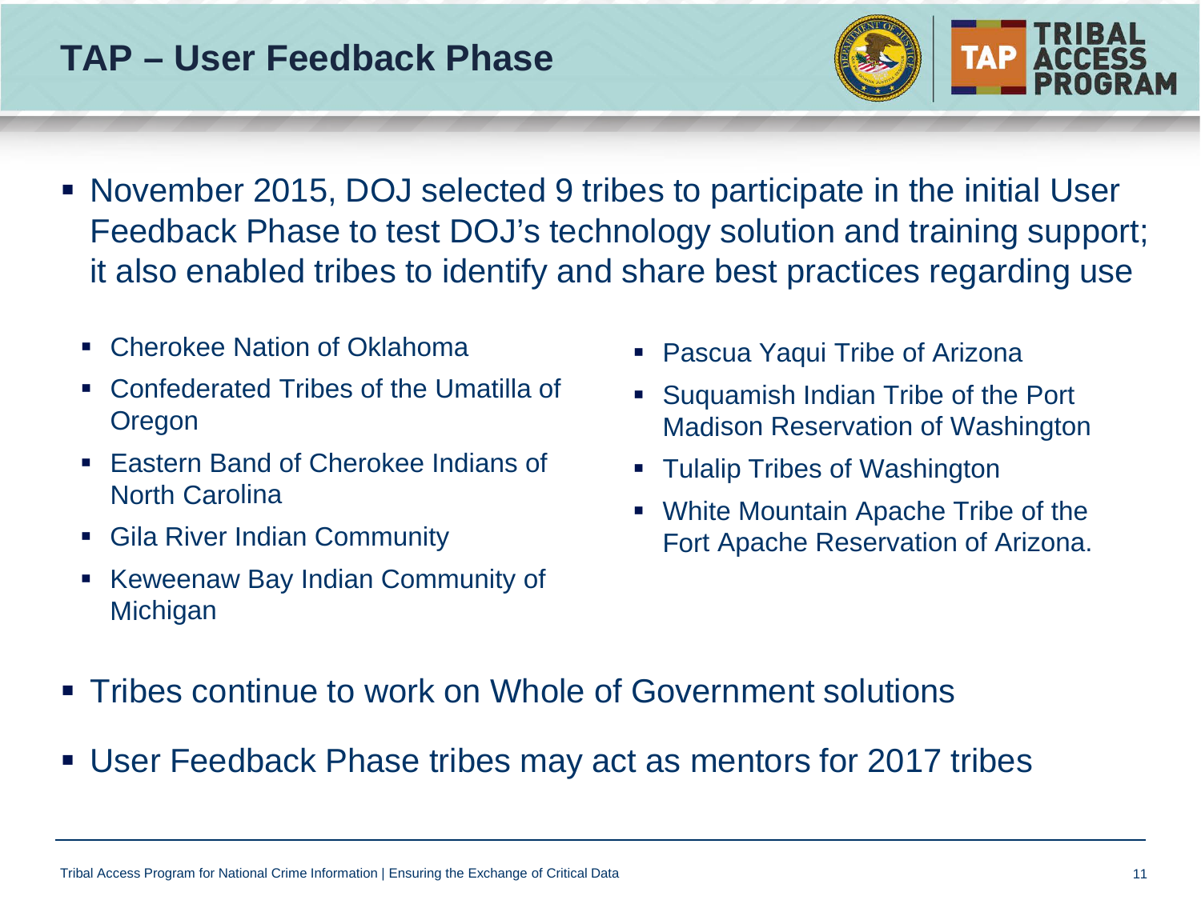# TAP – User Feedback Phase

- November 2015, DOJ selected 9 tribes to participate in the initial User Feedback Phase to test DOJ's technology solution and training support; it also enabled tribes to identify and share best practices regarding use
  - Cherokee Nation of Oklahoma
  - Confederated Tribes of the Umatilla of Oregon
  - Eastern Band of Cherokee Indians of North Carolina
  - Gila River Indian Community
  - Keweenaw Bay Indian Community of Michigan
  - Pascua Yaqui Tribe of Arizona
  - Suquamish Indian Tribe of the Port Madison Reservation of Washington
  - Tulalip Tribes of Washington
  - White Mountain Apache Tribe of the Fort Apache Reservation of Arizona.
- Tribes continue to work on Whole of Government solutions
- User Feedback Phase tribes may act as mentors for 2017 tribes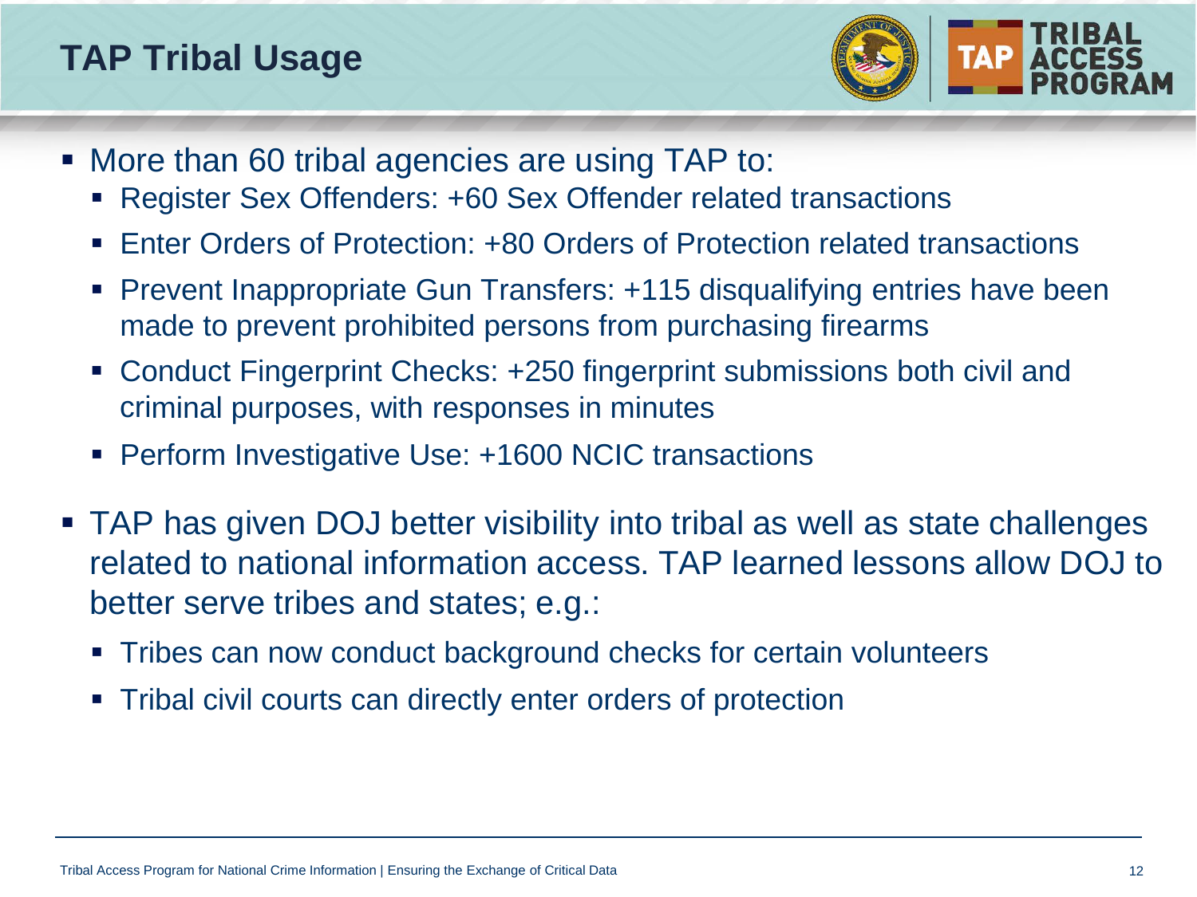# TAP Tribal Usage

- More than 60 tribal agencies are using TAP to:
  - Register Sex Offenders: +60 Sex Offender related transactions
  - Enter Orders of Protection: +80 Orders of Protection related transactions
  - Prevent Inappropriate Gun Transfers: +115 disqualifying entries have been made to prevent prohibited persons from purchasing firearms
  - Conduct Fingerprint Checks: +250 fingerprint submissions both civil and criminal purposes, with responses in minutes
  - Perform Investigative Use: +1600 NCIC transactions
- TAP has given DOJ better visibility into tribal as well as state challenges related to national information access. TAP learned lessons allow DOJ to better serve tribes and states; e.g.:
  - Tribes can now conduct background checks for certain volunteers
  - Tribal civil courts can directly enter orders of protection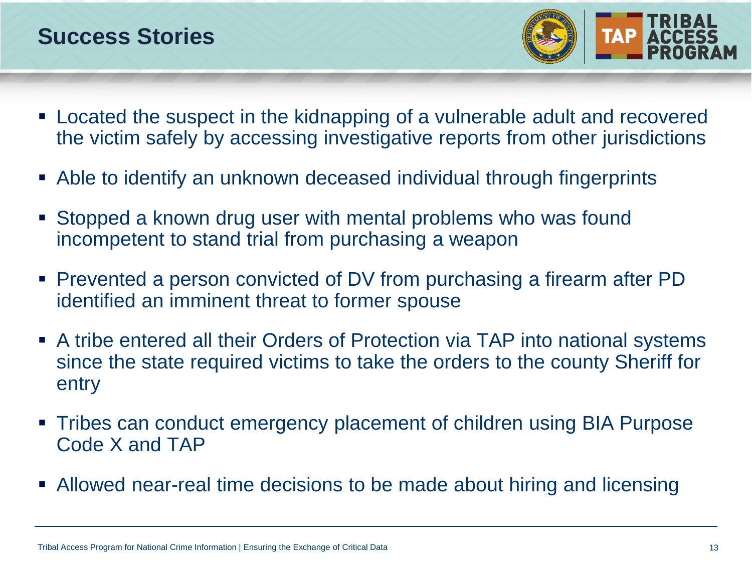## Success Stories

- Located the suspect in the kidnapping of a vulnerable adult and recovered the victim safely by accessing investigative reports from other jurisdictions
- Able to identify an unknown deceased individual through fingerprints
- Stopped a known drug user with mental problems who was found incompetent to stand trial from purchasing a weapon
- Prevented a person convicted of DV from purchasing a firearm after PD identified an imminent threat to former spouse
- A tribe entered all their Orders of Protection via TAP into national systems since the state required victims to take the orders to the county Sheriff for entry
- Tribes can conduct emergency placement of children using BIA Purpose Code X and TAP
- Allowed near-real time decisions to be made about hiring and licensing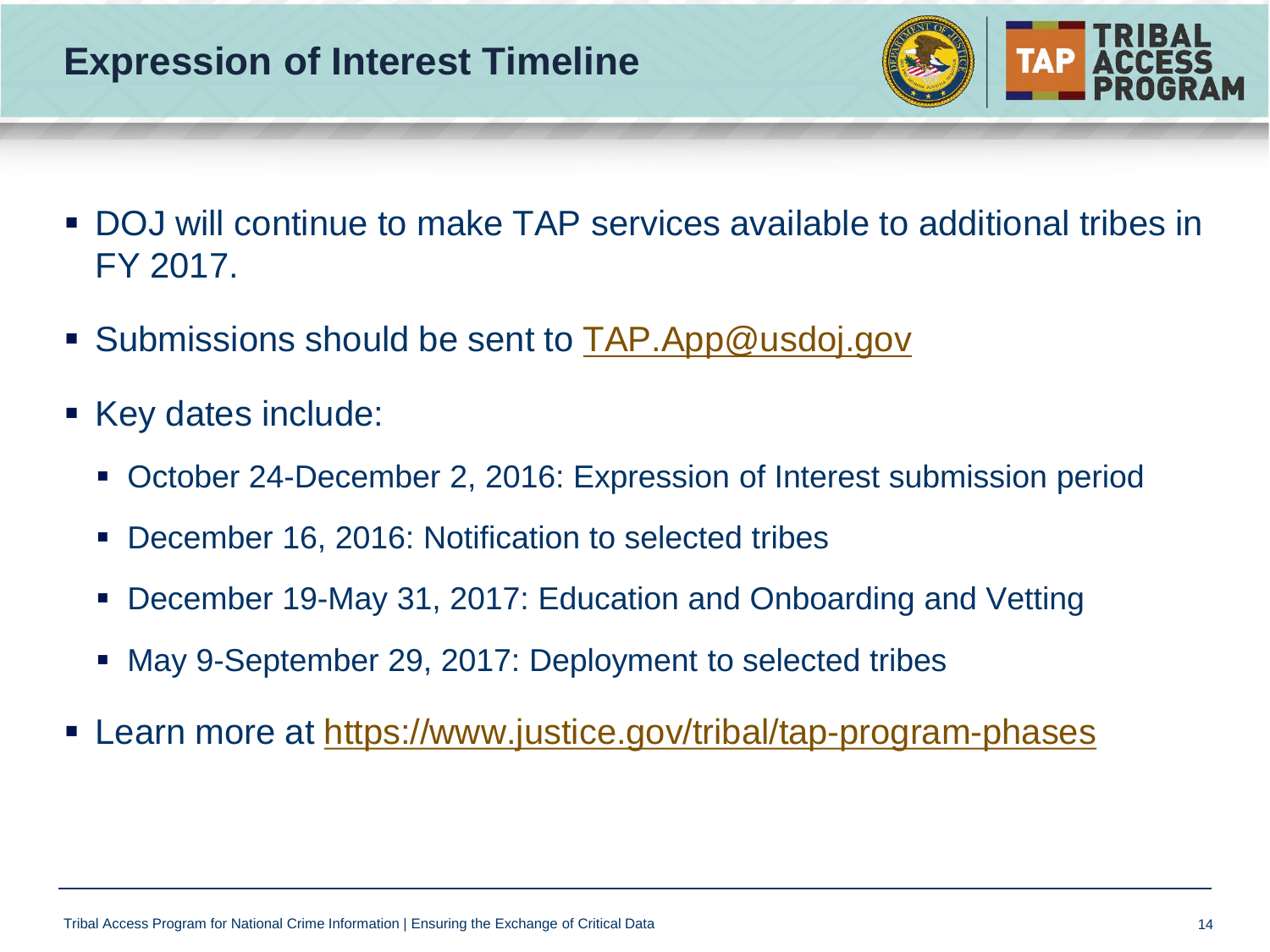# Expression of Interest Timeline

- DOJ will continue to make TAP services available to additional tribes in FY 2017.
- Submissions should be sent to TAP.App@usdoj.gov
- Key dates include:
  - October 24-December 2, 2016: Expression of Interest submission period
  - December 16, 2016: Notification to selected tribes
  - December 19-May 31, 2017: Education and Onboarding and Vetting
  - May 9-September 29, 2017: Deployment to selected tribes
- Learn more at https://www.justice.gov/tribal/tap-program-phases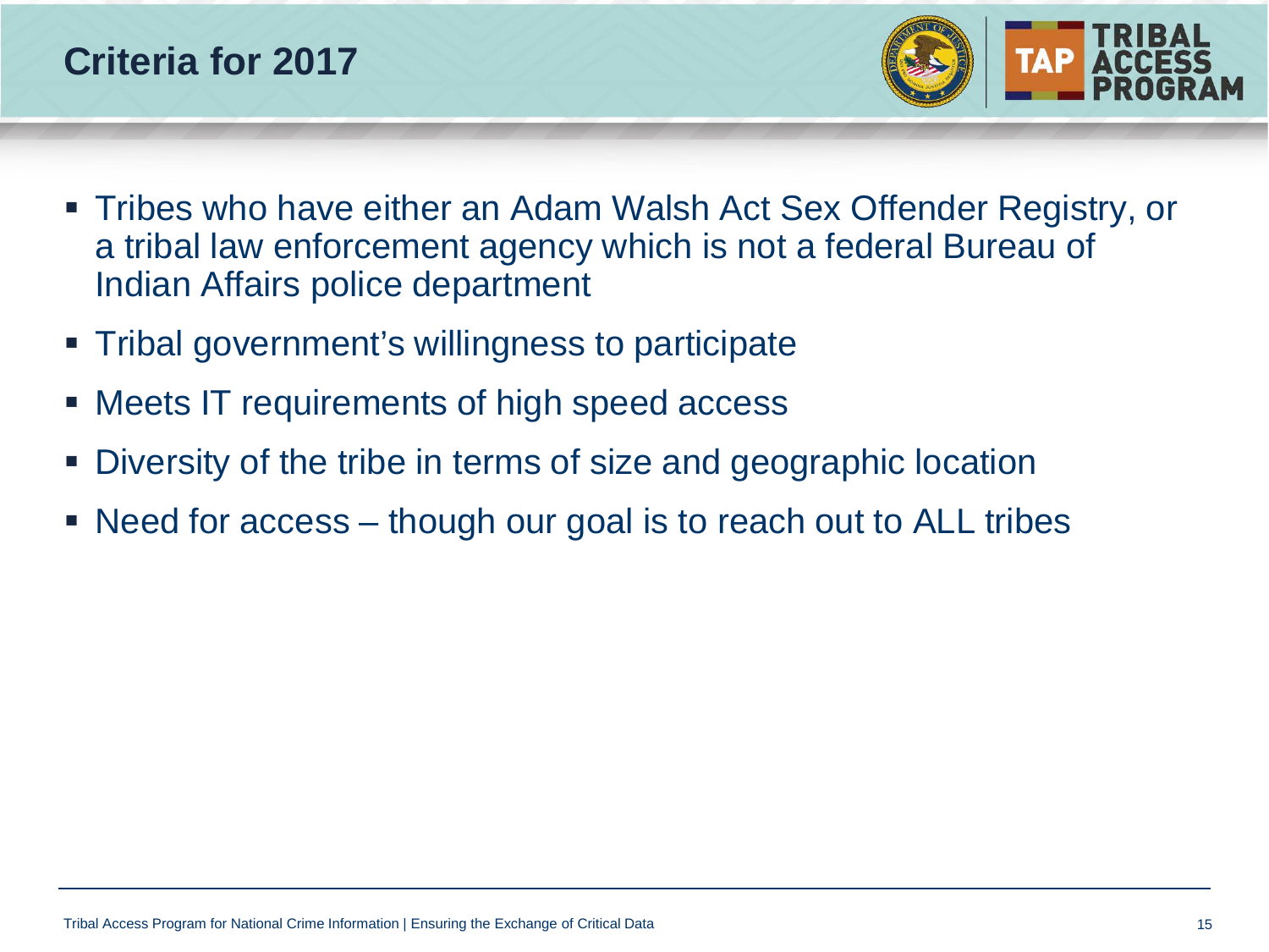# Criteria for 2017

- Tribes who have either an Adam Walsh Act Sex Offender Registry, or a tribal law enforcement agency which is not a federal Bureau of Indian Affairs police department
- Tribal government's willingness to participate
- Meets IT requirements of high speed access
- Diversity of the tribe in terms of size and geographic location
- Need for access – though our goal is to reach out to ALL tribes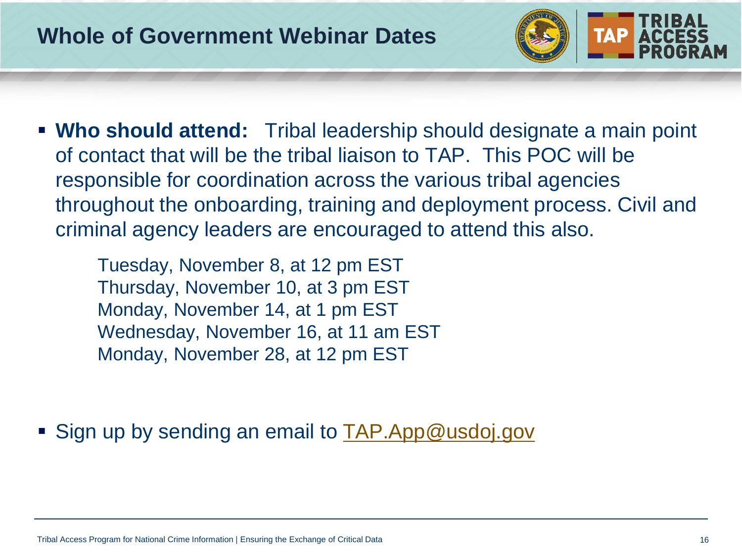# Whole of Government Webinar Dates

- **Who should attend:** Tribal leadership should designate a main point of contact that will be the tribal liaison to TAP. This POC will be responsible for coordination across the various tribal agencies throughout the onboarding, training and deployment process. Civil and criminal agency leaders are encouraged to attend this also.

  Tuesday, November 8, at 12 pm EST
  Thursday, November 10, at 3 pm EST
  Monday, November 14, at 1 pm EST
  Wednesday, November 16, at 11 am EST
  Monday, November 28, at 12 pm EST

- Sign up by sending an email to TAP.App@usdoj.gov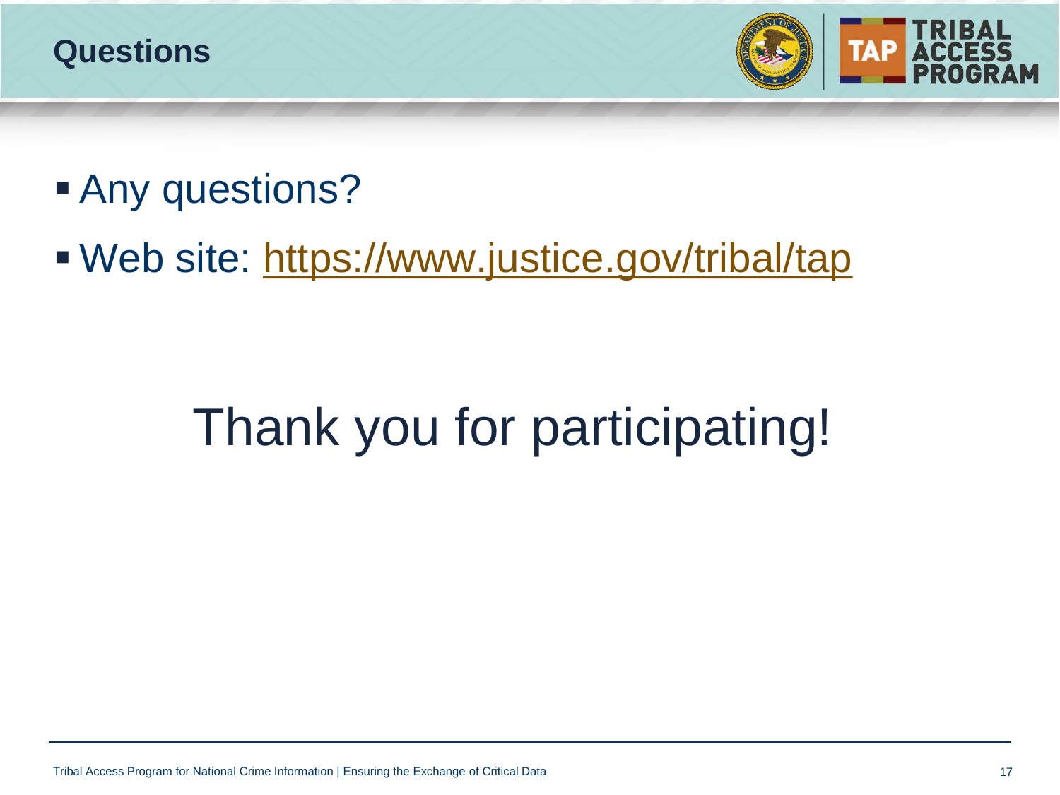# Questions

- Any questions?
- Web site: [https://www.justice.gov/tribal/tap](https://www.justice.gov/tribal/tap)

Thank you for participating!